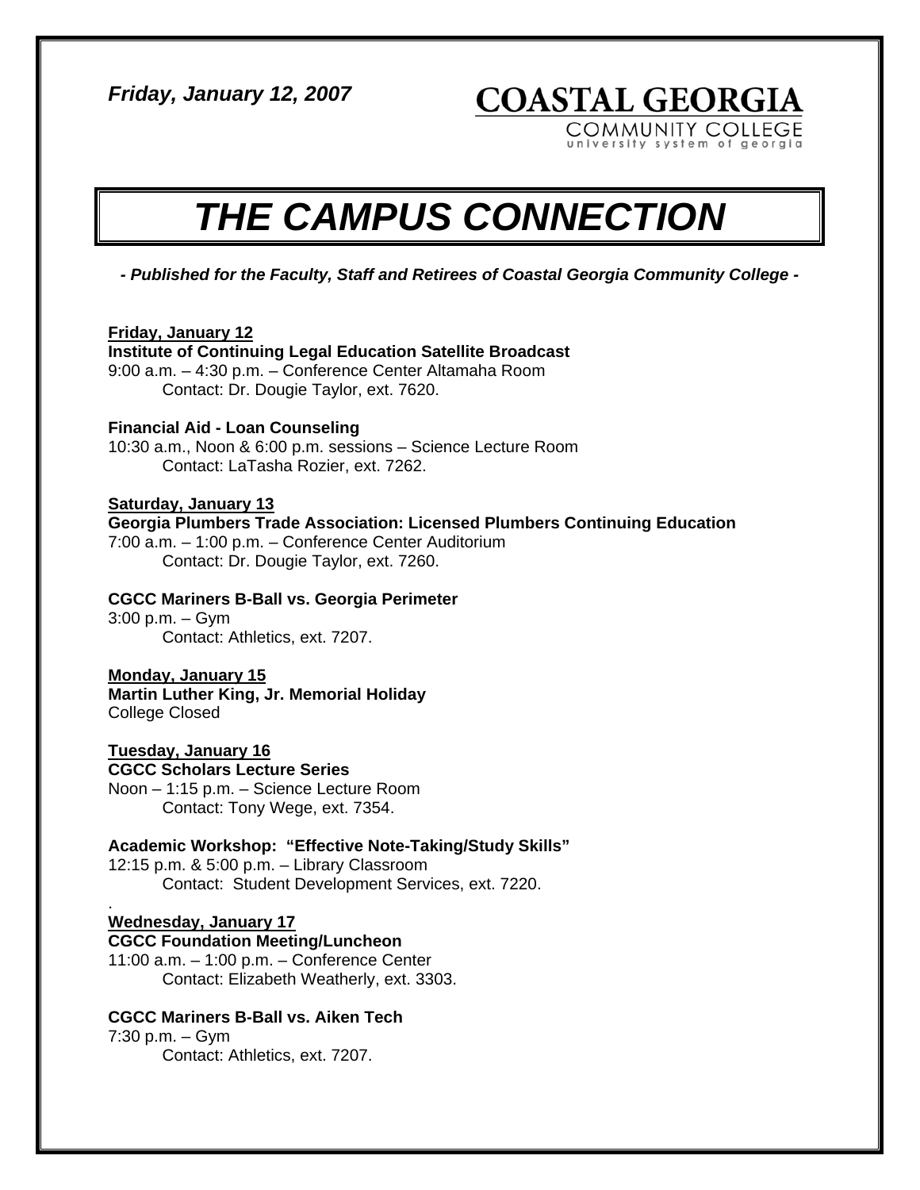*Friday, January 12, 2007*

**COASTAL GEORGIA**
COMMUNITY COLLEGE
university system of georgia

# *THE CAMPUS CONNECTION*

***- Published for the Faculty, Staff and Retirees of Coastal Georgia Community College -***

**Friday, January 12**

**Institute of Continuing Legal Education Satellite Broadcast**
9:00 a.m. – 4:30 p.m. – Conference Center Altamaha Room
Contact: Dr. Dougie Taylor, ext. 7620.

**Financial Aid - Loan Counseling**
10:30 a.m., Noon & 6:00 p.m. sessions – Science Lecture Room
Contact: LaTasha Rozier, ext. 7262.

**Saturday, January 13**

**Georgia Plumbers Trade Association: Licensed Plumbers Continuing Education**
7:00 a.m. – 1:00 p.m. – Conference Center Auditorium
Contact: Dr. Dougie Taylor, ext. 7260.

**CGCC Mariners B-Ball vs. Georgia Perimeter**
3:00 p.m. – Gym
Contact: Athletics, ext. 7207.

**Monday, January 15**

**Martin Luther King, Jr. Memorial Holiday**
College Closed

**Tuesday, January 16**

**CGCC Scholars Lecture Series**
Noon – 1:15 p.m. – Science Lecture Room
Contact: Tony Wege, ext. 7354.

**Academic Workshop: "Effective Note-Taking/Study Skills"**
12:15 p.m. & 5:00 p.m. – Library Classroom
Contact: Student Development Services, ext. 7220.

**Wednesday, January 17**

**CGCC Foundation Meeting/Luncheon**
11:00 a.m. – 1:00 p.m. – Conference Center
Contact: Elizabeth Weatherly, ext. 3303.

**CGCC Mariners B-Ball vs. Aiken Tech**
7:30 p.m. – Gym
Contact: Athletics, ext. 7207.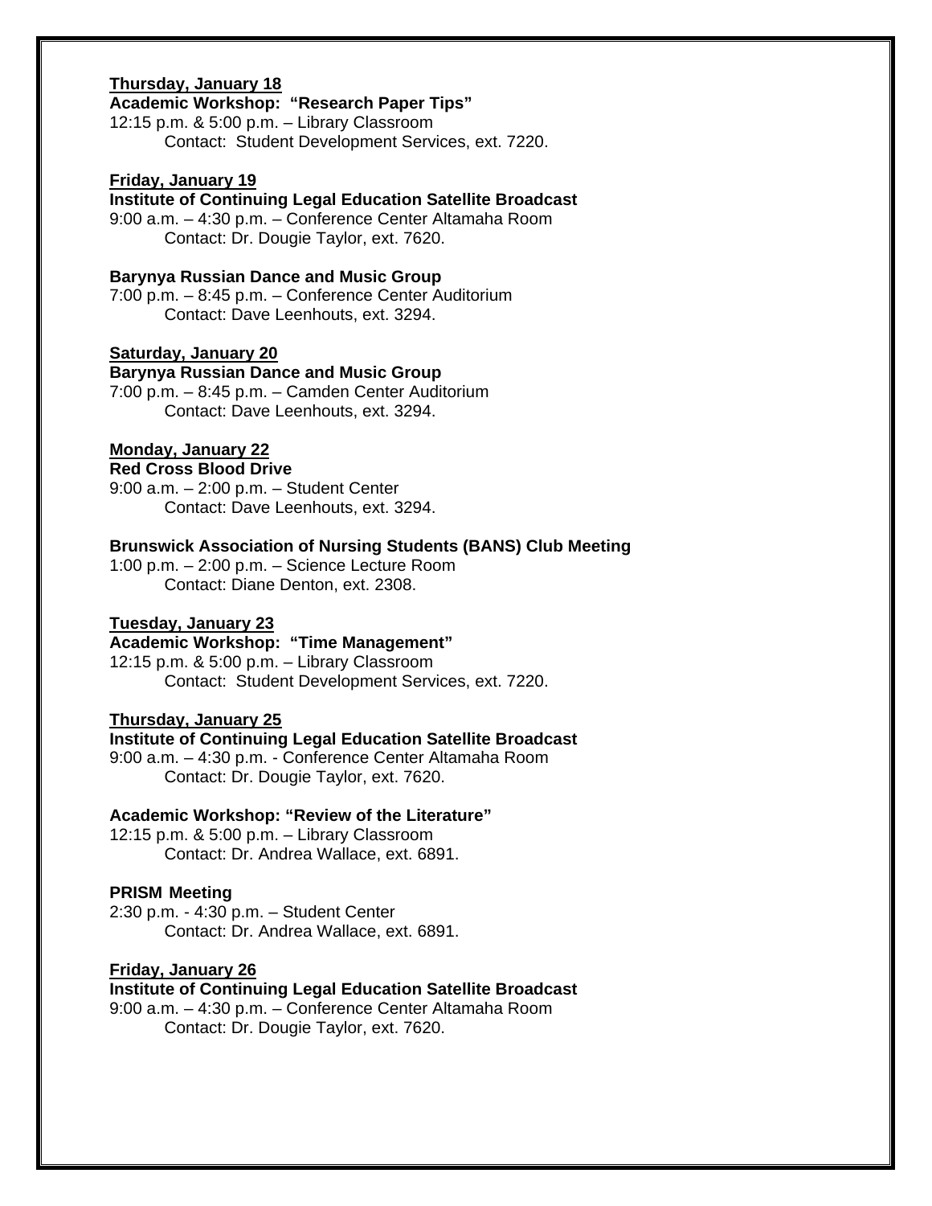**<u>Thursday, January 18</u>**
**Academic Workshop: "Research Paper Tips"**
12:15 p.m. & 5:00 p.m. – Library Classroom
Contact: Student Development Services, ext. 7220.

**<u>Friday, January 19</u>**
**Institute of Continuing Legal Education Satellite Broadcast**
9:00 a.m. – 4:30 p.m. – Conference Center Altamaha Room
Contact: Dr. Dougie Taylor, ext. 7620.

**Barynya Russian Dance and Music Group**
7:00 p.m. – 8:45 p.m. – Conference Center Auditorium
Contact: Dave Leenhouts, ext. 3294.

**<u>Saturday, January 20</u>**
**Barynya Russian Dance and Music Group**
7:00 p.m. – 8:45 p.m. – Camden Center Auditorium
Contact: Dave Leenhouts, ext. 3294.

**<u>Monday, January 22</u>**
**Red Cross Blood Drive**
9:00 a.m. – 2:00 p.m. – Student Center
Contact: Dave Leenhouts, ext. 3294.

**Brunswick Association of Nursing Students (BANS) Club Meeting**
1:00 p.m. – 2:00 p.m. – Science Lecture Room
Contact: Diane Denton, ext. 2308.

**<u>Tuesday, January 23</u>**
**Academic Workshop: "Time Management"**
12:15 p.m. & 5:00 p.m. – Library Classroom
Contact: Student Development Services, ext. 7220.

**<u>Thursday, January 25</u>**
**Institute of Continuing Legal Education Satellite Broadcast**
9:00 a.m. – 4:30 p.m. - Conference Center Altamaha Room
Contact: Dr. Dougie Taylor, ext. 7620.

**Academic Workshop: "Review of the Literature"**
12:15 p.m. & 5:00 p.m. – Library Classroom
Contact: Dr. Andrea Wallace, ext. 6891.

**PRISM Meeting**
2:30 p.m. - 4:30 p.m. – Student Center
Contact: Dr. Andrea Wallace, ext. 6891.

**<u>Friday, January 26</u>**
**Institute of Continuing Legal Education Satellite Broadcast**
9:00 a.m. – 4:30 p.m. – Conference Center Altamaha Room
Contact: Dr. Dougie Taylor, ext. 7620.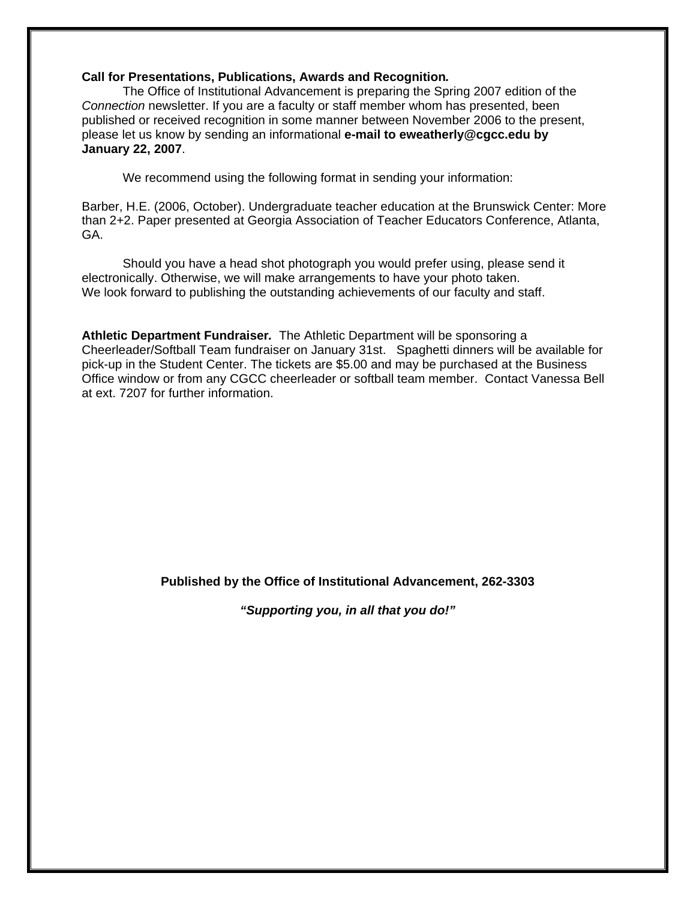**Call for Presentations, Publications, Awards and Recognition*.***

The Office of Institutional Advancement is preparing the Spring 2007 edition of the *Connection* newsletter. If you are a faculty or staff member whom has presented, been published or received recognition in some manner between November 2006 to the present, please let us know by sending an informational **e-mail to eweatherly@cgcc.edu by January 22, 2007**.

We recommend using the following format in sending your information:

Barber, H.E. (2006, October). Undergraduate teacher education at the Brunswick Center: More than 2+2. Paper presented at Georgia Association of Teacher Educators Conference, Atlanta, GA.

Should you have a head shot photograph you would prefer using, please send it electronically. Otherwise, we will make arrangements to have your photo taken.
We look forward to publishing the outstanding achievements of our faculty and staff.

**Athletic Department Fundraiser*.*** The Athletic Department will be sponsoring a Cheerleader/Softball Team fundraiser on January 31st. Spaghetti dinners will be available for pick-up in the Student Center. The tickets are $5.00 and may be purchased at the Business Office window or from any CGCC cheerleader or softball team member. Contact Vanessa Bell at ext. 7207 for further information.

**Published by the Office of Institutional Advancement, 262-3303**

***"Supporting you, in all that you do!"***